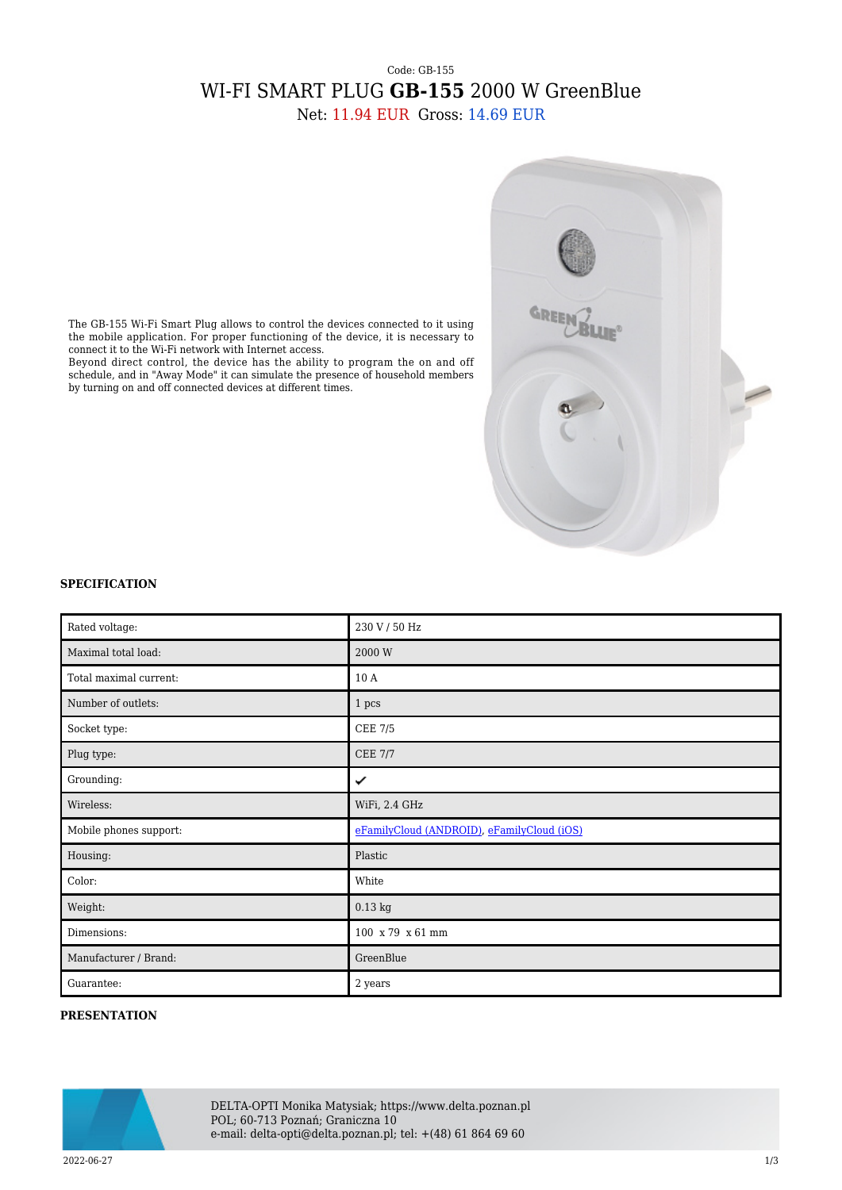Code: GB-155

# WI-FI SMART PLUG **GB-155** 2000 W GreenBlue

Net: 11.94 EUR Gross: 14.69 EUR

The GB-155 Wi-Fi Smart Plug allows to control the devices connected to it using the mobile application. For proper functioning of the device, it is necessary to connect it to the Wi-Fi network with Internet access.
Beyond direct control, the device has the ability to program the on and off schedule, and in "Away Mode" it can simulate the presence of household members by turning on and off connected devices at different times.

### SPECIFICATION

| | |
|---|---|
| Rated voltage: | 230 V / 50 Hz |
| Maximal total load: | 2000 W |
| Total maximal current: | 10 A |
| Number of outlets: | 1 pcs |
| Socket type: | CEE 7/5 |
| Plug type: | CEE 7/7 |
| Grounding: | ✔ |
| Wireless: | WiFi, 2.4 GHz |
| Mobile phones support: | eFamilyCloud (ANDROID), eFamilyCloud (iOS) |
| Housing: | Plastic |
| Color: | White |
| Weight: | 0.13 kg |
| Dimensions: | 100 x 79 x 61 mm |
| Manufacturer / Brand: | GreenBlue |
| Guarantee: | 2 years |

### PRESENTATION

DELTA-OPTI Monika Matysiak; https://www.delta.poznan.pl
POL; 60-713 Poznań; Graniczna 10
e-mail: delta-opti@delta.poznan.pl; tel: +(48) 61 864 69 60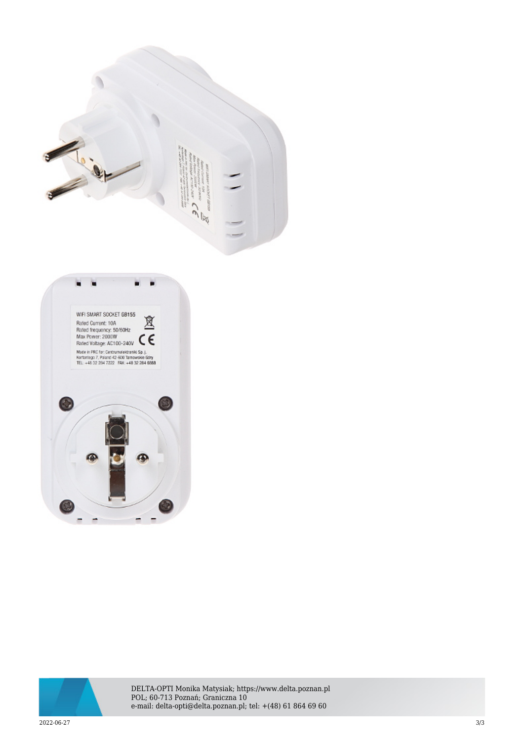WIFI SMART SOCKET GB155

Rated Current: 10A

Rated frequency: 50/60Hz

Max Power: 2000W

Rated Voltage: AC100-240V

Made in PRC for: Centrumelektroniki Sp. j.
Korfantego 7, Poland 42-600 Tarnowskie Góry
TEL: +48 32 284 7222 FAX: +48 32 284 6868